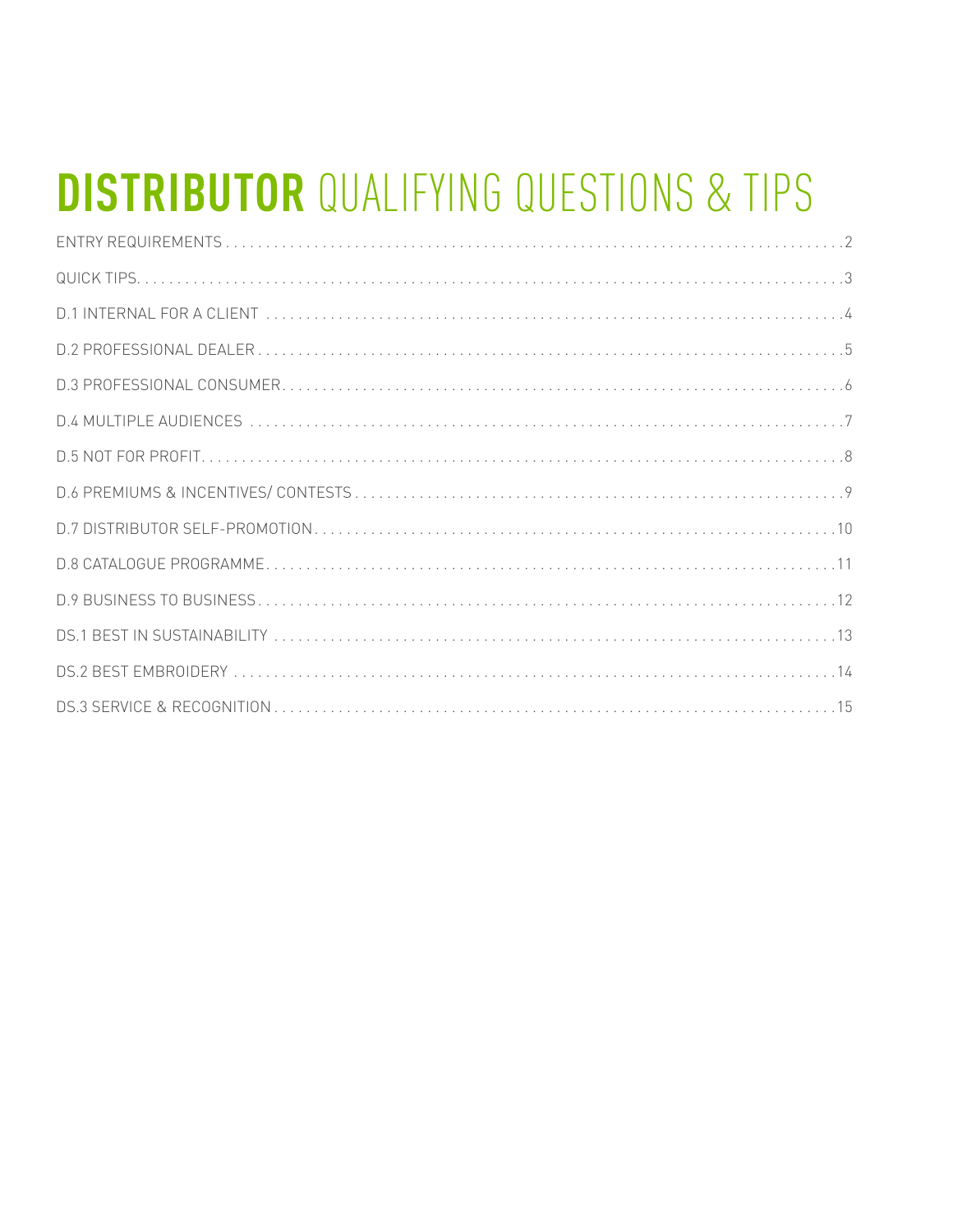# **DISTRIBUTOR** QUALIFYING QUESTIONS & TIPS

ENTRY REQUIREMENTS . . . . . . . . . . . . . . . . . . . . . . . . . . . . . . . . . . . . . . . . . . . . . . . . . . . . . . . . . . . . . . . . . . . . . . . . . . . 2

QUICK TIPS. . . . . . . . . . . . . . . . . . . . . . . . . . . . . . . . . . . . . . . . . . . . . . . . . . . . . . . . . . . . . . . . . . . . . . . . . . . . . . . . . . . . . . 3

D.1 INTERNAL FOR A CLIENT . . . . . . . . . . . . . . . . . . . . . . . . . . . . . . . . . . . . . . . . . . . . . . . . . . . . . . . . . . . . . . . . . . . . . . . . 4

D.2 PROFESSIONAL DEALER . . . . . . . . . . . . . . . . . . . . . . . . . . . . . . . . . . . . . . . . . . . . . . . . . . . . . . . . . . . . . . . . . . . . . . . . 5

D.3 PROFESSIONAL CONSUMER. . . . . . . . . . . . . . . . . . . . . . . . . . . . . . . . . . . . . . . . . . . . . . . . . . . . . . . . . . . . . . . . . . . . . . 6

D.4 MULTIPLE AUDIENCES . . . . . . . . . . . . . . . . . . . . . . . . . . . . . . . . . . . . . . . . . . . . . . . . . . . . . . . . . . . . . . . . . . . . . . . . . 7

D.5 NOT FOR PROFIT. . . . . . . . . . . . . . . . . . . . . . . . . . . . . . . . . . . . . . . . . . . . . . . . . . . . . . . . . . . . . . . . . . . . . . . . . . . . . . 8

D.6 PREMIUMS & INCENTIVES/ CONTESTS . . . . . . . . . . . . . . . . . . . . . . . . . . . . . . . . . . . . . . . . . . . . . . . . . . . . . . . . . . . . 9

D.7 DISTRIBUTOR SELF-PROMOTION. . . . . . . . . . . . . . . . . . . . . . . . . . . . . . . . . . . . . . . . . . . . . . . . . . . . . . . . . . . . . . . . . 10

D.8 CATALOGUE PROGRAMME. . . . . . . . . . . . . . . . . . . . . . . . . . . . . . . . . . . . . . . . . . . . . . . . . . . . . . . . . . . . . . . . . . . . . . 11

D.9 BUSINESS TO BUSINESS. . . . . . . . . . . . . . . . . . . . . . . . . . . . . . . . . . . . . . . . . . . . . . . . . . . . . . . . . . . . . . . . . . . . . . . . 12

DS.1 BEST IN SUSTAINABILITY . . . . . . . . . . . . . . . . . . . . . . . . . . . . . . . . . . . . . . . . . . . . . . . . . . . . . . . . . . . . . . . . . . . . . . 13

DS.2 BEST EMBROIDERY . . . . . . . . . . . . . . . . . . . . . . . . . . . . . . . . . . . . . . . . . . . . . . . . . . . . . . . . . . . . . . . . . . . . . . . . . . . . 14

DS.3 SERVICE & RECOGNITION . . . . . . . . . . . . . . . . . . . . . . . . . . . . . . . . . . . . . . . . . . . . . . . . . . . . . . . . . . . . . . . . . . . . . . 15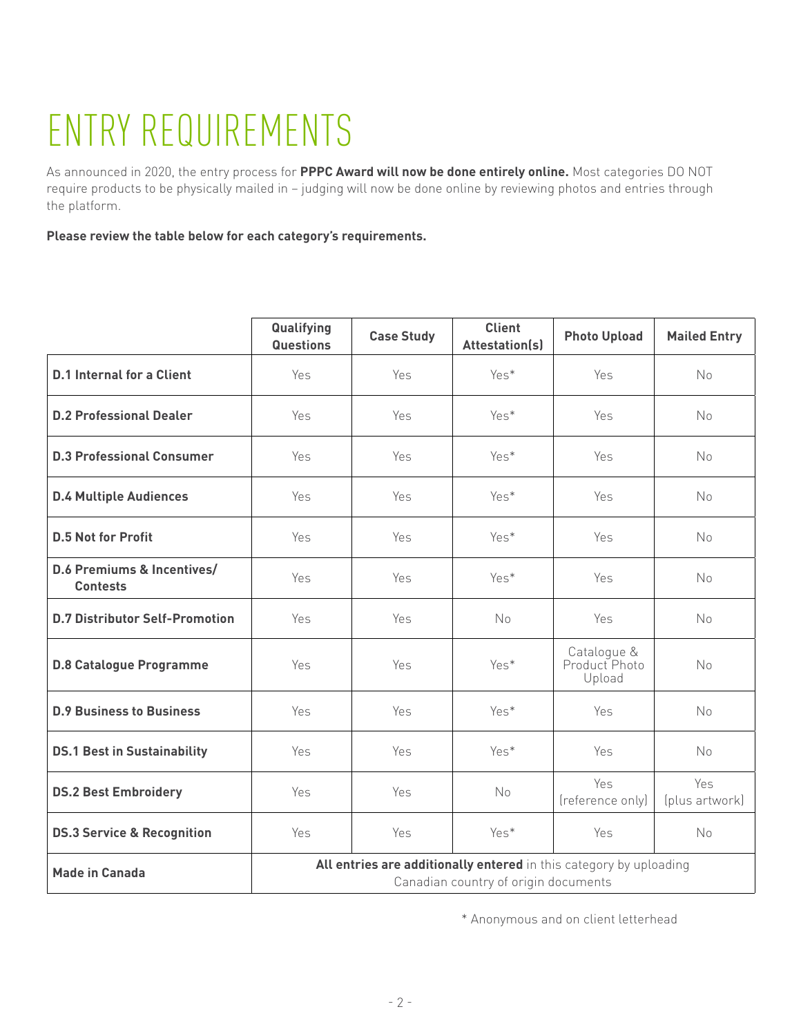# ENTRY REQUIREMENTS

As announced in 2020, the entry process for **PPPC Award will now be done entirely online.** Most categories DO NOT require products to be physically mailed in – judging will now be done online by reviewing photos and entries through the platform.

**Please review the table below for each category's requirements.**

| | Qualifying Questions | Case Study | Client Attestation(s) | Photo Upload | Mailed Entry |
|---|---|---|---|---|---|
| **D.1 Internal for a Client** | Yes | Yes | Yes* | Yes | No |
| **D.2 Professional Dealer** | Yes | Yes | Yes* | Yes | No |
| **D.3 Professional Consumer** | Yes | Yes | Yes* | Yes | No |
| **D.4 Multiple Audiences** | Yes | Yes | Yes* | Yes | No |
| **D.5 Not for Profit** | Yes | Yes | Yes* | Yes | No |
| **D.6 Premiums & Incentives/ Contests** | Yes | Yes | Yes* | Yes | No |
| **D.7 Distributor Self-Promotion** | Yes | Yes | No | Yes | No |
| **D.8 Catalogue Programme** | Yes | Yes | Yes* | Catalogue & Product Photo Upload | No |
| **D.9 Business to Business** | Yes | Yes | Yes* | Yes | No |
| **DS.1 Best in Sustainability** | Yes | Yes | Yes* | Yes | No |
| **DS.2 Best Embroidery** | Yes | Yes | No | Yes (reference only) | Yes (plus artwork) |
| **DS.3 Service & Recognition** | Yes | Yes | Yes* | Yes | No |
| **Made in Canada** | **All entries are additionally entered** in this category by uploading Canadian country of origin documents | | | | |

\* Anonymous and on client letterhead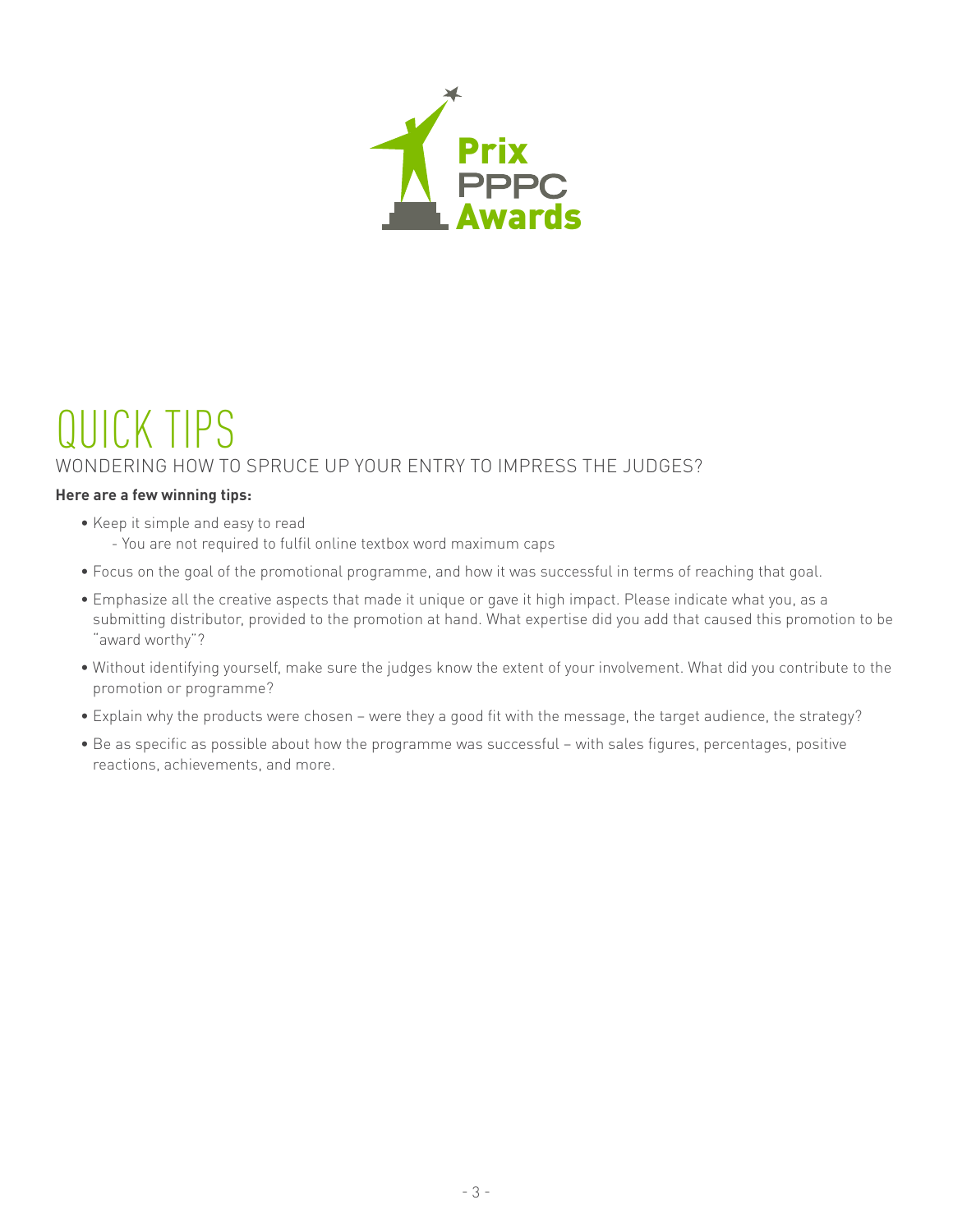Prix
PPPC
Awards

# QUICK TIPS

## WONDERING HOW TO SPRUCE UP YOUR ENTRY TO IMPRESS THE JUDGES?

**Here are a few winning tips:**

- Keep it simple and easy to read
    - You are not required to fulfil online textbox word maximum caps
- Focus on the goal of the promotional programme, and how it was successful in terms of reaching that goal.
- Emphasize all the creative aspects that made it unique or gave it high impact. Please indicate what you, as a submitting distributor, provided to the promotion at hand. What expertise did you add that caused this promotion to be "award worthy"?
- Without identifying yourself, make sure the judges know the extent of your involvement. What did you contribute to the promotion or programme?
- Explain why the products were chosen – were they a good fit with the message, the target audience, the strategy?
- Be as specific as possible about how the programme was successful – with sales figures, percentages, positive reactions, achievements, and more.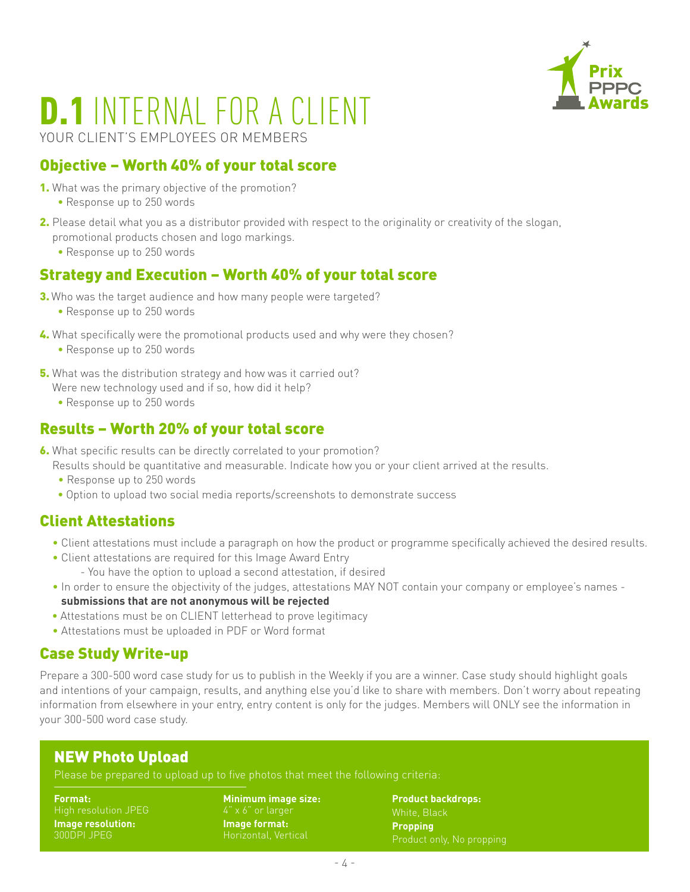# D.1 INTERNAL FOR A CLIENT

YOUR CLIENT'S EMPLOYEES OR MEMBERS

## Objective – Worth 40% of your total score

**1.** What was the primary objective of the promotion?
- Response up to 250 words

**2.** Please detail what you as a distributor provided with respect to the originality or creativity of the slogan, promotional products chosen and logo markings.
- Response up to 250 words

## Strategy and Execution – Worth 40% of your total score

**3.** Who was the target audience and how many people were targeted?
- Response up to 250 words

**4.** What specifically were the promotional products used and why were they chosen?
- Response up to 250 words

**5.** What was the distribution strategy and how was it carried out? Were new technology used and if so, how did it help?
- Response up to 250 words

## Results – Worth 20% of your total score

**6.** What specific results can be directly correlated to your promotion? Results should be quantitative and measurable. Indicate how you or your client arrived at the results.
- Response up to 250 words
- Option to upload two social media reports/screenshots to demonstrate success

## Client Attestations

- Client attestations must include a paragraph on how the product or programme specifically achieved the desired results.
- Client attestations are required for this Image Award Entry
  - You have the option to upload a second attestation, if desired
- In order to ensure the objectivity of the judges, attestations MAY NOT contain your company or employee's names - **submissions that are not anonymous will be rejected**
- Attestations must be on CLIENT letterhead to prove legitimacy
- Attestations must be uploaded in PDF or Word format

## Case Study Write-up

Prepare a 300-500 word case study for us to publish in the Weekly if you are a winner. Case study should highlight goals and intentions of your campaign, results, and anything else you'd like to share with members. Don't worry about repeating information from elsewhere in your entry, entry content is only for the judges. Members will ONLY see the information in your 300-500 word case study.

## NEW Photo Upload

Please be prepared to upload up to five photos that meet the following criteria:

**Format:**
High resolution JPEG

**Image resolution:**
300DPI JPEG

**Minimum image size:**
4" x 6" or larger

**Image format:**
Horizontal, Vertical

**Product backdrops:**
White, Black

**Propping**
Product only, No propping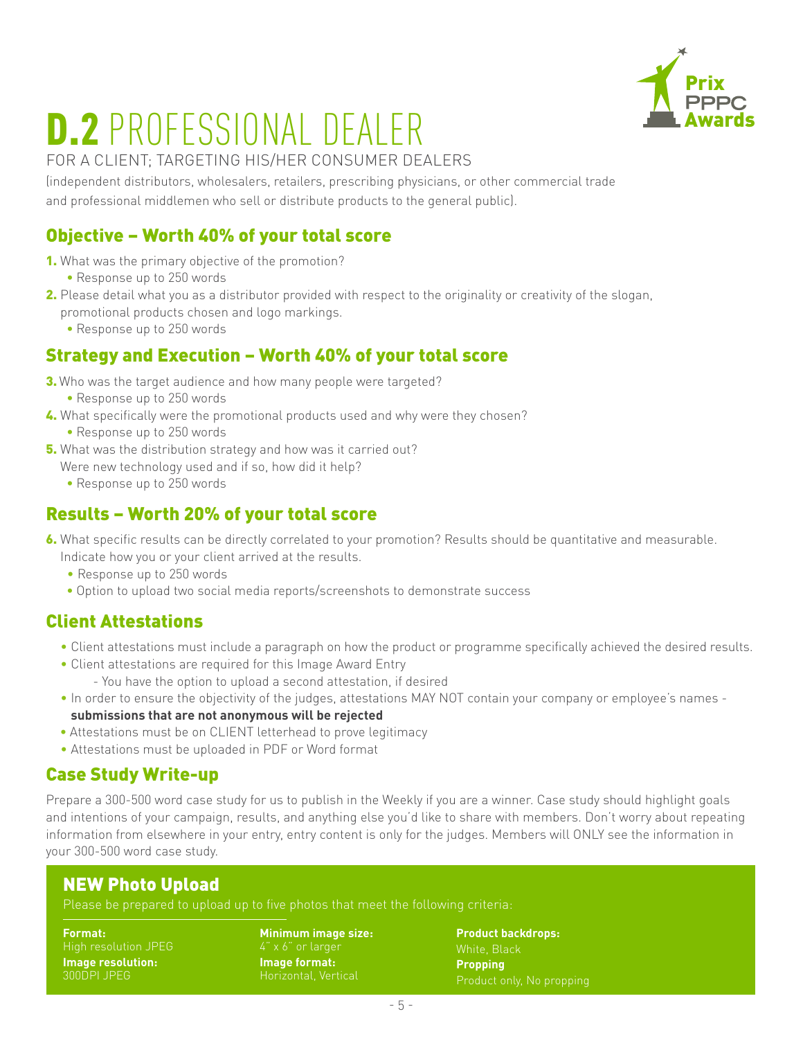# D.2 PROFESSIONAL DEALER

FOR A CLIENT; TARGETING HIS/HER CONSUMER DEALERS

(independent distributors, wholesalers, retailers, prescribing physicians, or other commercial trade and professional middlemen who sell or distribute products to the general public).

## Objective – Worth 40% of your total score

**1.** What was the primary objective of the promotion?
- Response up to 250 words

**2.** Please detail what you as a distributor provided with respect to the originality or creativity of the slogan, promotional products chosen and logo markings.
- Response up to 250 words

## Strategy and Execution – Worth 40% of your total score

**3.** Who was the target audience and how many people were targeted?
- Response up to 250 words

**4.** What specifically were the promotional products used and why were they chosen?
- Response up to 250 words

**5.** What was the distribution strategy and how was it carried out? Were new technology used and if so, how did it help?
- Response up to 250 words

## Results – Worth 20% of your total score

**6.** What specific results can be directly correlated to your promotion? Results should be quantitative and measurable. Indicate how you or your client arrived at the results.
- Response up to 250 words
- Option to upload two social media reports/screenshots to demonstrate success

## Client Attestations

- Client attestations must include a paragraph on how the product or programme specifically achieved the desired results.
- Client attestations are required for this Image Award Entry
    - You have the option to upload a second attestation, if desired
- In order to ensure the objectivity of the judges, attestations MAY NOT contain your company or employee's names - **submissions that are not anonymous will be rejected**
- Attestations must be on CLIENT letterhead to prove legitimacy
- Attestations must be uploaded in PDF or Word format

## Case Study Write-up

Prepare a 300-500 word case study for us to publish in the Weekly if you are a winner. Case study should highlight goals and intentions of your campaign, results, and anything else you'd like to share with members. Don't worry about repeating information from elsewhere in your entry, entry content is only for the judges. Members will ONLY see the information in your 300-500 word case study.

## NEW Photo Upload

Please be prepared to upload up to five photos that meet the following criteria:

**Format:**
High resolution JPEG

**Image resolution:**
300DPI JPEG

**Minimum image size:**
4" x 6" or larger

**Image format:**
Horizontal, Vertical

**Product backdrops:**
White, Black

**Propping**
Product only, No propping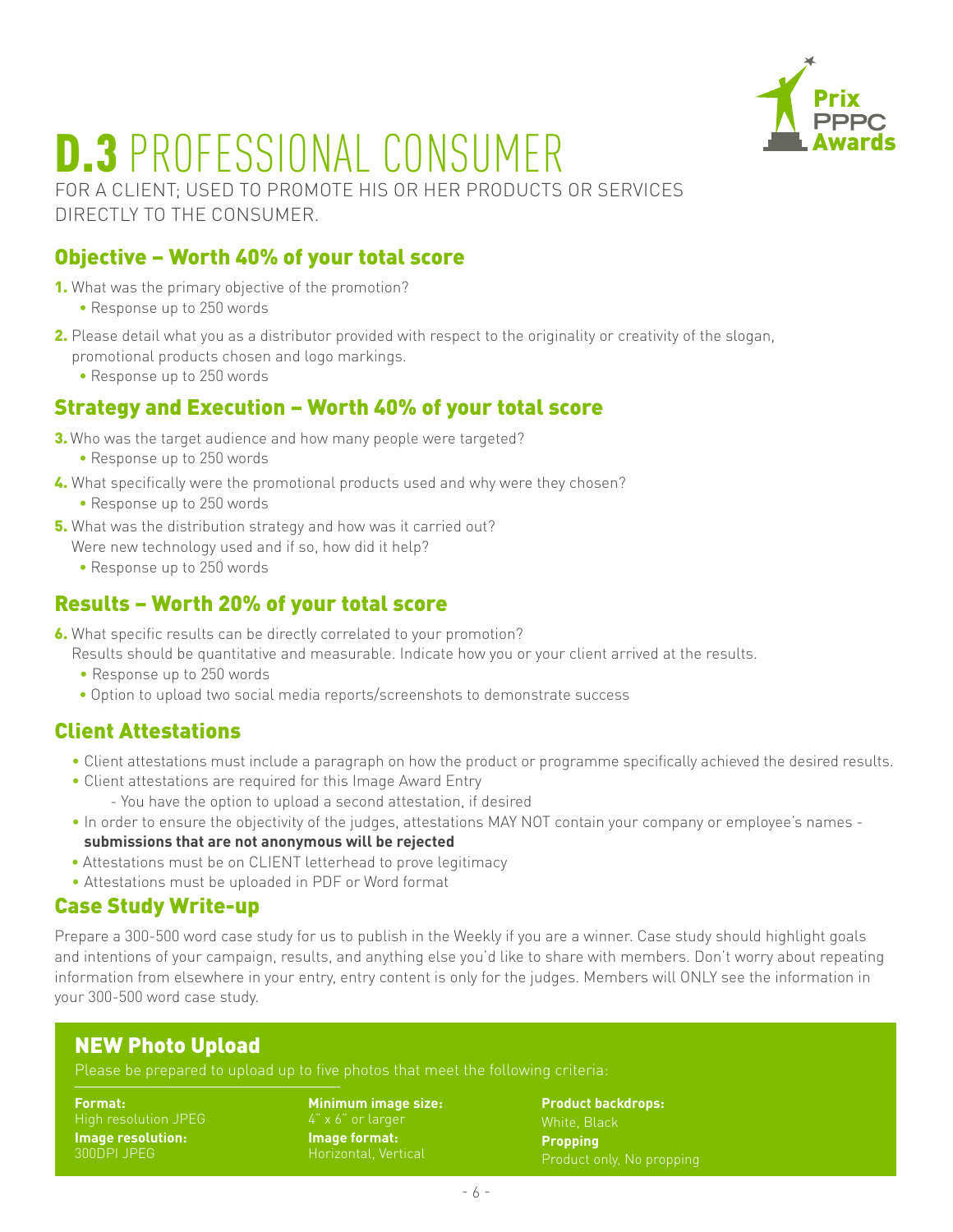# D.3 PROFESSIONAL CONSUMER

FOR A CLIENT; USED TO PROMOTE HIS OR HER PRODUCTS OR SERVICES DIRECTLY TO THE CONSUMER.

## Objective – Worth 40% of your total score

**1.** What was the primary objective of the promotion?
- Response up to 250 words

**2.** Please detail what you as a distributor provided with respect to the originality or creativity of the slogan, promotional products chosen and logo markings.
- Response up to 250 words

## Strategy and Execution – Worth 40% of your total score

**3.** Who was the target audience and how many people were targeted?
- Response up to 250 words

**4.** What specifically were the promotional products used and why were they chosen?
- Response up to 250 words

**5.** What was the distribution strategy and how was it carried out? Were new technology used and if so, how did it help?
- Response up to 250 words

## Results – Worth 20% of your total score

**6.** What specific results can be directly correlated to your promotion? Results should be quantitative and measurable. Indicate how you or your client arrived at the results.
- Response up to 250 words
- Option to upload two social media reports/screenshots to demonstrate success

## Client Attestations

- Client attestations must include a paragraph on how the product or programme specifically achieved the desired results.
- Client attestations are required for this Image Award Entry
  - You have the option to upload a second attestation, if desired
- In order to ensure the objectivity of the judges, attestations MAY NOT contain your company or employee's names - **submissions that are not anonymous will be rejected**
- Attestations must be on CLIENT letterhead to prove legitimacy
- Attestations must be uploaded in PDF or Word format

## Case Study Write-up

Prepare a 300-500 word case study for us to publish in the Weekly if you are a winner. Case study should highlight goals and intentions of your campaign, results, and anything else you'd like to share with members. Don't worry about repeating information from elsewhere in your entry, entry content is only for the judges. Members will ONLY see the information in your 300-500 word case study.

## NEW Photo Upload

Please be prepared to upload up to five photos that meet the following criteria:

**Format:**
High resolution JPEG

**Image resolution:**
300DPI JPEG

**Minimum image size:**
4" x 6" or larger

**Image format:**
Horizontal, Vertical

**Product backdrops:**
White, Black

**Propping**
Product only, No propping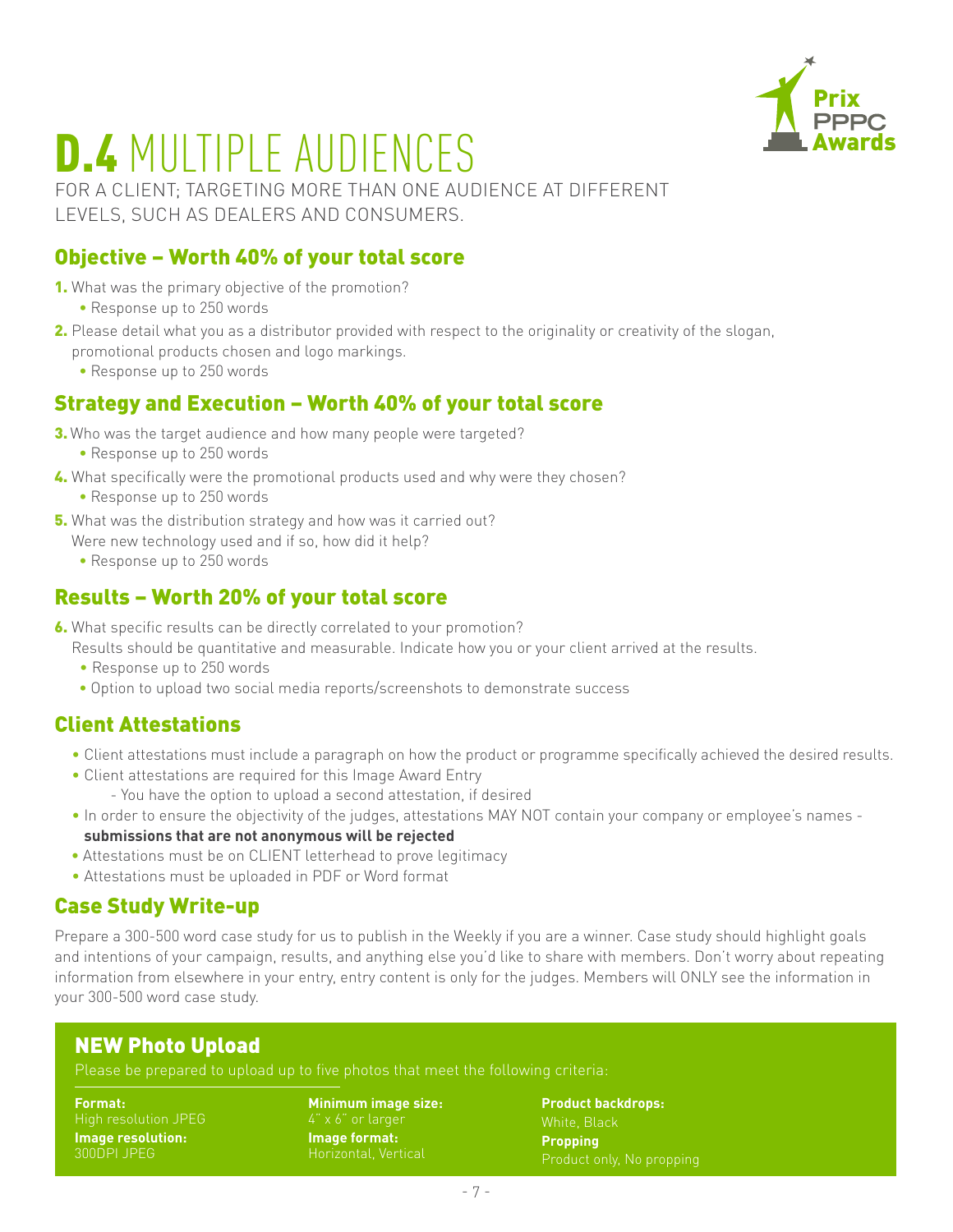# D.4 MULTIPLE AUDIENCES

FOR A CLIENT; TARGETING MORE THAN ONE AUDIENCE AT DIFFERENT LEVELS, SUCH AS DEALERS AND CONSUMERS.

## Objective – Worth 40% of your total score

**1.** What was the primary objective of the promotion?
- Response up to 250 words

**2.** Please detail what you as a distributor provided with respect to the originality or creativity of the slogan, promotional products chosen and logo markings.
- Response up to 250 words

## Strategy and Execution – Worth 40% of your total score

**3.** Who was the target audience and how many people were targeted?
- Response up to 250 words

**4.** What specifically were the promotional products used and why were they chosen?
- Response up to 250 words

**5.** What was the distribution strategy and how was it carried out?
Were new technology used and if so, how did it help?
- Response up to 250 words

## Results – Worth 20% of your total score

**6.** What specific results can be directly correlated to your promotion?
Results should be quantitative and measurable. Indicate how you or your client arrived at the results.
- Response up to 250 words
- Option to upload two social media reports/screenshots to demonstrate success

## Client Attestations

- Client attestations must include a paragraph on how the product or programme specifically achieved the desired results.
- Client attestations are required for this Image Award Entry
  - You have the option to upload a second attestation, if desired
- In order to ensure the objectivity of the judges, attestations MAY NOT contain your company or employee's names - **submissions that are not anonymous will be rejected**
- Attestations must be on CLIENT letterhead to prove legitimacy
- Attestations must be uploaded in PDF or Word format

## Case Study Write-up

Prepare a 300-500 word case study for us to publish in the Weekly if you are a winner. Case study should highlight goals and intentions of your campaign, results, and anything else you'd like to share with members. Don't worry about repeating information from elsewhere in your entry, entry content is only for the judges. Members will ONLY see the information in your 300-500 word case study.

## NEW Photo Upload

Please be prepared to upload up to five photos that meet the following criteria:

**Format:**
High resolution JPEG

**Image resolution:**
300DPI JPEG

**Minimum image size:**
4" x 6" or larger

**Image format:**
Horizontal, Vertical

**Product backdrops:**
White, Black

**Propping**
Product only, No propping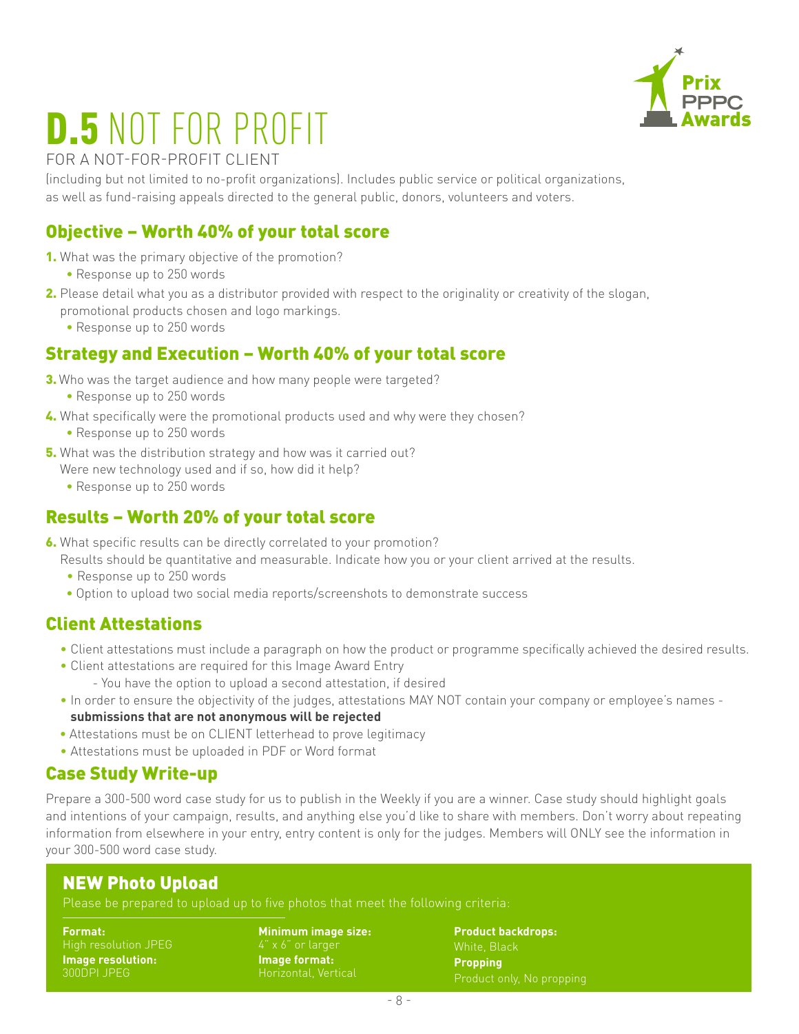# D.5 NOT FOR PROFIT

FOR A NOT-FOR-PROFIT CLIENT

(including but not limited to no-profit organizations). Includes public service or political organizations, as well as fund-raising appeals directed to the general public, donors, volunteers and voters.

## Objective – Worth 40% of your total score

1. What was the primary objective of the promotion?
   - Response up to 250 words
2. Please detail what you as a distributor provided with respect to the originality or creativity of the slogan, promotional products chosen and logo markings.
   - Response up to 250 words

## Strategy and Execution – Worth 40% of your total score

3. Who was the target audience and how many people were targeted?
   - Response up to 250 words
4. What specifically were the promotional products used and why were they chosen?
   - Response up to 250 words
5. What was the distribution strategy and how was it carried out? Were new technology used and if so, how did it help?
   - Response up to 250 words

## Results – Worth 20% of your total score

6. What specific results can be directly correlated to your promotion? Results should be quantitative and measurable. Indicate how you or your client arrived at the results.
   - Response up to 250 words
   - Option to upload two social media reports/screenshots to demonstrate success

## Client Attestations

- Client attestations must include a paragraph on how the product or programme specifically achieved the desired results.
- Client attestations are required for this Image Award Entry
  - You have the option to upload a second attestation, if desired
- In order to ensure the objectivity of the judges, attestations MAY NOT contain your company or employee's names - **submissions that are not anonymous will be rejected**
- Attestations must be on CLIENT letterhead to prove legitimacy
- Attestations must be uploaded in PDF or Word format

## Case Study Write-up

Prepare a 300-500 word case study for us to publish in the Weekly if you are a winner. Case study should highlight goals and intentions of your campaign, results, and anything else you'd like to share with members. Don't worry about repeating information from elsewhere in your entry, entry content is only for the judges. Members will ONLY see the information in your 300-500 word case study.

## NEW Photo Upload

Please be prepared to upload up to five photos that meet the following criteria:

**Format:**
High resolution JPEG

**Image resolution:**
300DPI JPEG

**Minimum image size:**
4" x 6" or larger

**Image format:**
Horizontal, Vertical

**Product backdrops:**
White, Black

**Propping**
Product only, No propping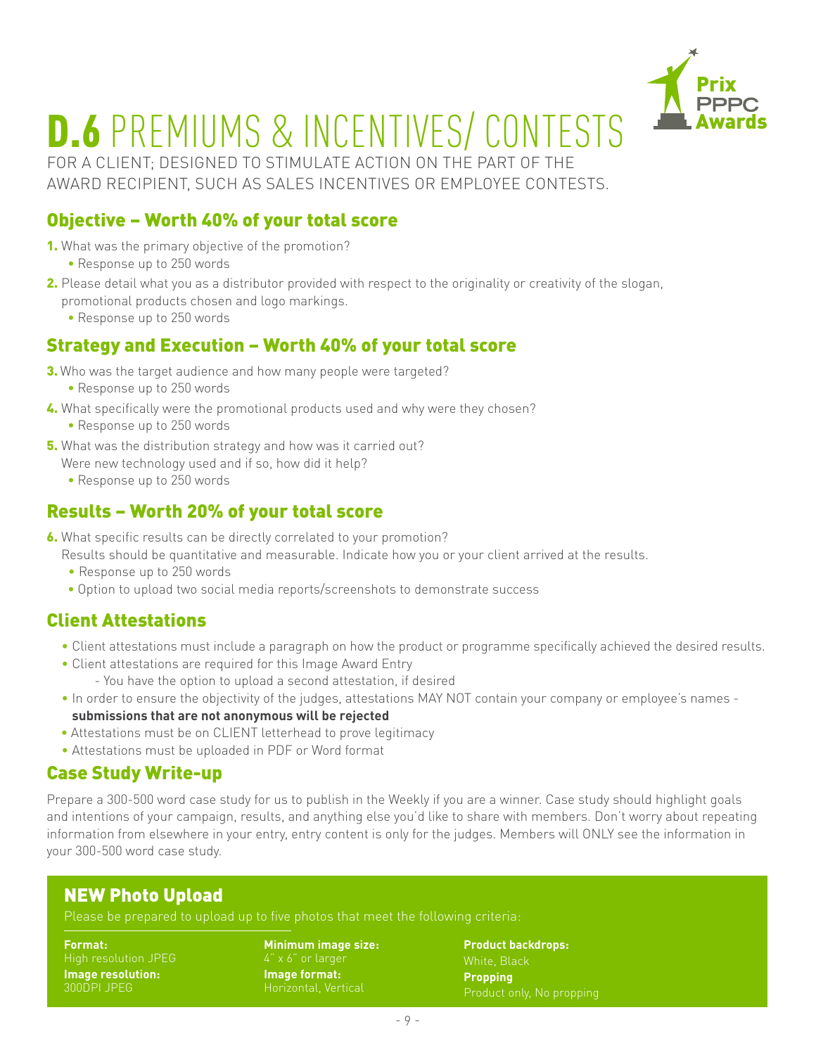# D.6 PREMIUMS & INCENTIVES/ CONTESTS

FOR A CLIENT; DESIGNED TO STIMULATE ACTION ON THE PART OF THE AWARD RECIPIENT, SUCH AS SALES INCENTIVES OR EMPLOYEE CONTESTS.

## Objective – Worth 40% of your total score

**1.** What was the primary objective of the promotion?
- Response up to 250 words

**2.** Please detail what you as a distributor provided with respect to the originality or creativity of the slogan, promotional products chosen and logo markings.
- Response up to 250 words

## Strategy and Execution – Worth 40% of your total score

**3.** Who was the target audience and how many people were targeted?
- Response up to 250 words

**4.** What specifically were the promotional products used and why were they chosen?
- Response up to 250 words

**5.** What was the distribution strategy and how was it carried out?
Were new technology used and if so, how did it help?
- Response up to 250 words

## Results – Worth 20% of your total score

**6.** What specific results can be directly correlated to your promotion?
Results should be quantitative and measurable. Indicate how you or your client arrived at the results.
- Response up to 250 words
- Option to upload two social media reports/screenshots to demonstrate success

## Client Attestations

- Client attestations must include a paragraph on how the product or programme specifically achieved the desired results.
- Client attestations are required for this Image Award Entry
  - You have the option to upload a second attestation, if desired
- In order to ensure the objectivity of the judges, attestations MAY NOT contain your company or employee's names - **submissions that are not anonymous will be rejected**
- Attestations must be on CLIENT letterhead to prove legitimacy
- Attestations must be uploaded in PDF or Word format

## Case Study Write-up

Prepare a 300-500 word case study for us to publish in the Weekly if you are a winner. Case study should highlight goals and intentions of your campaign, results, and anything else you'd like to share with members. Don't worry about repeating information from elsewhere in your entry, entry content is only for the judges. Members will ONLY see the information in your 300-500 word case study.

## NEW Photo Upload

Please be prepared to upload up to five photos that meet the following criteria:

**Format:**
High resolution JPEG

**Image resolution:**
300DPI JPEG

**Minimum image size:**
4" x 6" or larger

**Image format:**
Horizontal, Vertical

**Product backdrops:**
White, Black

**Propping**
Product only, No propping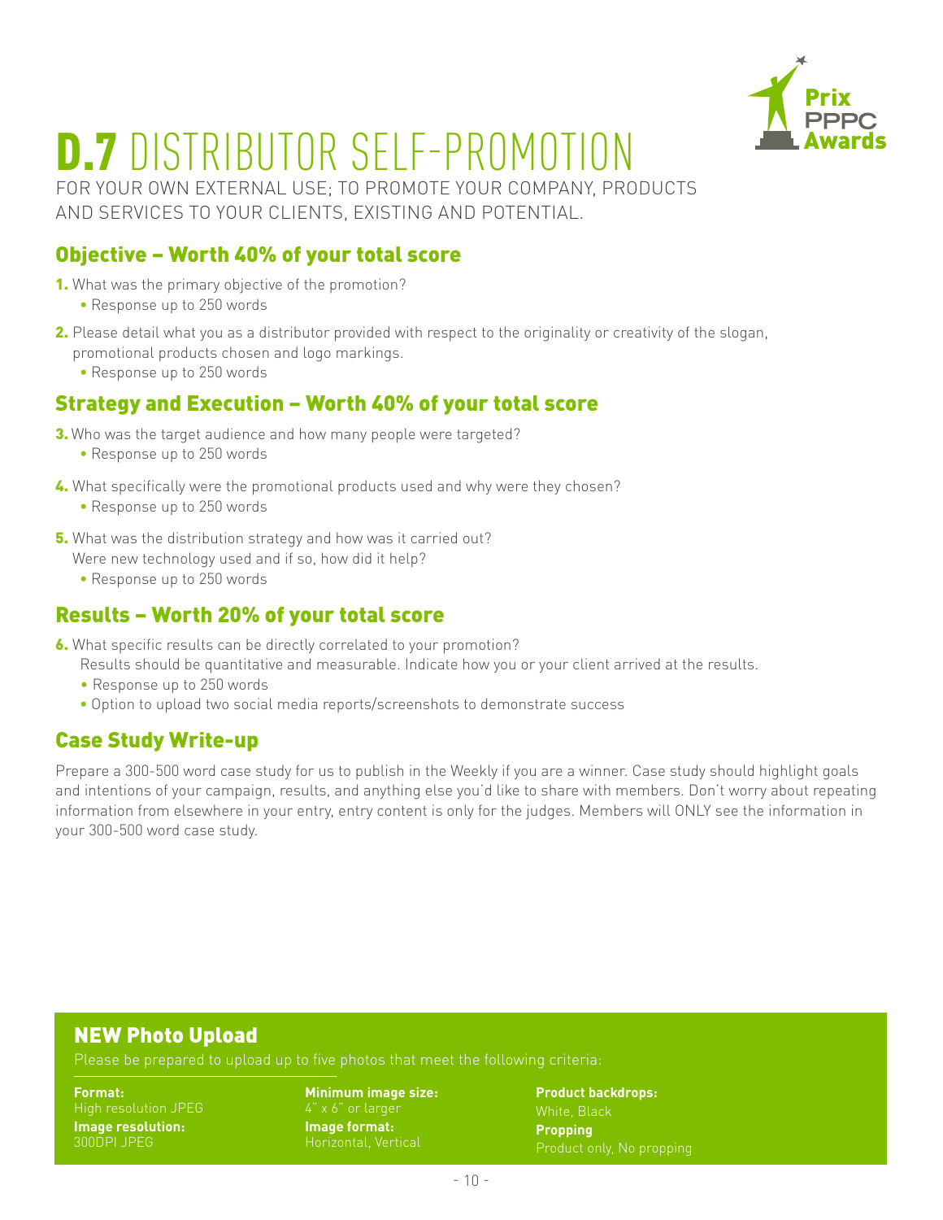# D.7 DISTRIBUTOR SELF-PROMOTION

FOR YOUR OWN EXTERNAL USE; TO PROMOTE YOUR COMPANY, PRODUCTS AND SERVICES TO YOUR CLIENTS, EXISTING AND POTENTIAL.

## Objective – Worth 40% of your total score

**1.** What was the primary objective of the promotion?
- Response up to 250 words

**2.** Please detail what you as a distributor provided with respect to the originality or creativity of the slogan, promotional products chosen and logo markings.
- Response up to 250 words

## Strategy and Execution – Worth 40% of your total score

**3.** Who was the target audience and how many people were targeted?
- Response up to 250 words

**4.** What specifically were the promotional products used and why were they chosen?
- Response up to 250 words

**5.** What was the distribution strategy and how was it carried out? Were new technology used and if so, how did it help?
- Response up to 250 words

## Results – Worth 20% of your total score

**6.** What specific results can be directly correlated to your promotion? Results should be quantitative and measurable. Indicate how you or your client arrived at the results.
- Response up to 250 words
- Option to upload two social media reports/screenshots to demonstrate success

## Case Study Write-up

Prepare a 300-500 word case study for us to publish in the Weekly if you are a winner. Case study should highlight goals and intentions of your campaign, results, and anything else you'd like to share with members. Don't worry about repeating information from elsewhere in your entry, entry content is only for the judges. Members will ONLY see the information in your 300-500 word case study.

## NEW Photo Upload

Please be prepared to upload up to five photos that meet the following criteria:

**Format:**
High resolution JPEG

**Image resolution:**
300DPI JPEG

**Minimum image size:**
4" x 6" or larger

**Image format:**
Horizontal, Vertical

**Product backdrops:**
White, Black

**Propping**
Product only, No propping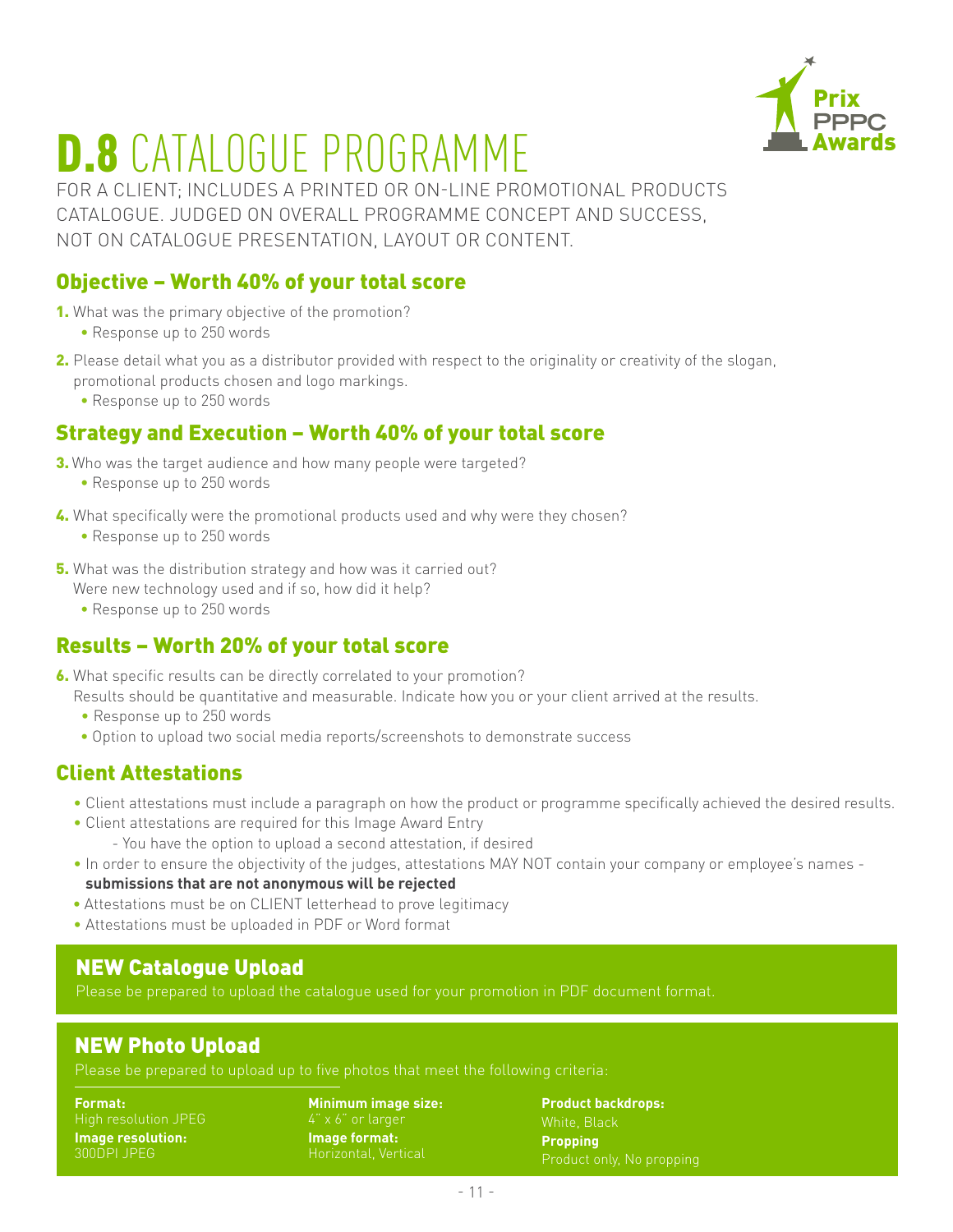# D.8 CATALOGUE PROGRAMME

FOR A CLIENT; INCLUDES A PRINTED OR ON-LINE PROMOTIONAL PRODUCTS CATALOGUE. JUDGED ON OVERALL PROGRAMME CONCEPT AND SUCCESS, NOT ON CATALOGUE PRESENTATION, LAYOUT OR CONTENT.

## Objective – Worth 40% of your total score

**1.** What was the primary objective of the promotion?
- Response up to 250 words

**2.** Please detail what you as a distributor provided with respect to the originality or creativity of the slogan, promotional products chosen and logo markings.
- Response up to 250 words

## Strategy and Execution – Worth 40% of your total score

**3.** Who was the target audience and how many people were targeted?
- Response up to 250 words

**4.** What specifically were the promotional products used and why were they chosen?
- Response up to 250 words

**5.** What was the distribution strategy and how was it carried out? Were new technology used and if so, how did it help?
- Response up to 250 words

## Results – Worth 20% of your total score

**6.** What specific results can be directly correlated to your promotion? Results should be quantitative and measurable. Indicate how you or your client arrived at the results.
- Response up to 250 words
- Option to upload two social media reports/screenshots to demonstrate success

## Client Attestations

- Client attestations must include a paragraph on how the product or programme specifically achieved the desired results.
- Client attestations are required for this Image Award Entry
  - You have the option to upload a second attestation, if desired
- In order to ensure the objectivity of the judges, attestations MAY NOT contain your company or employee's names - **submissions that are not anonymous will be rejected**
- Attestations must be on CLIENT letterhead to prove legitimacy
- Attestations must be uploaded in PDF or Word format

## NEW Catalogue Upload

Please be prepared to upload the catalogue used for your promotion in PDF document format.

## NEW Photo Upload

Please be prepared to upload up to five photos that meet the following criteria:

**Format:**
High resolution JPEG

**Image resolution:**
300DPI JPEG

**Minimum image size:**
4" x 6" or larger

**Image format:**
Horizontal, Vertical

**Product backdrops:**
White, Black

**Propping**
Product only, No propping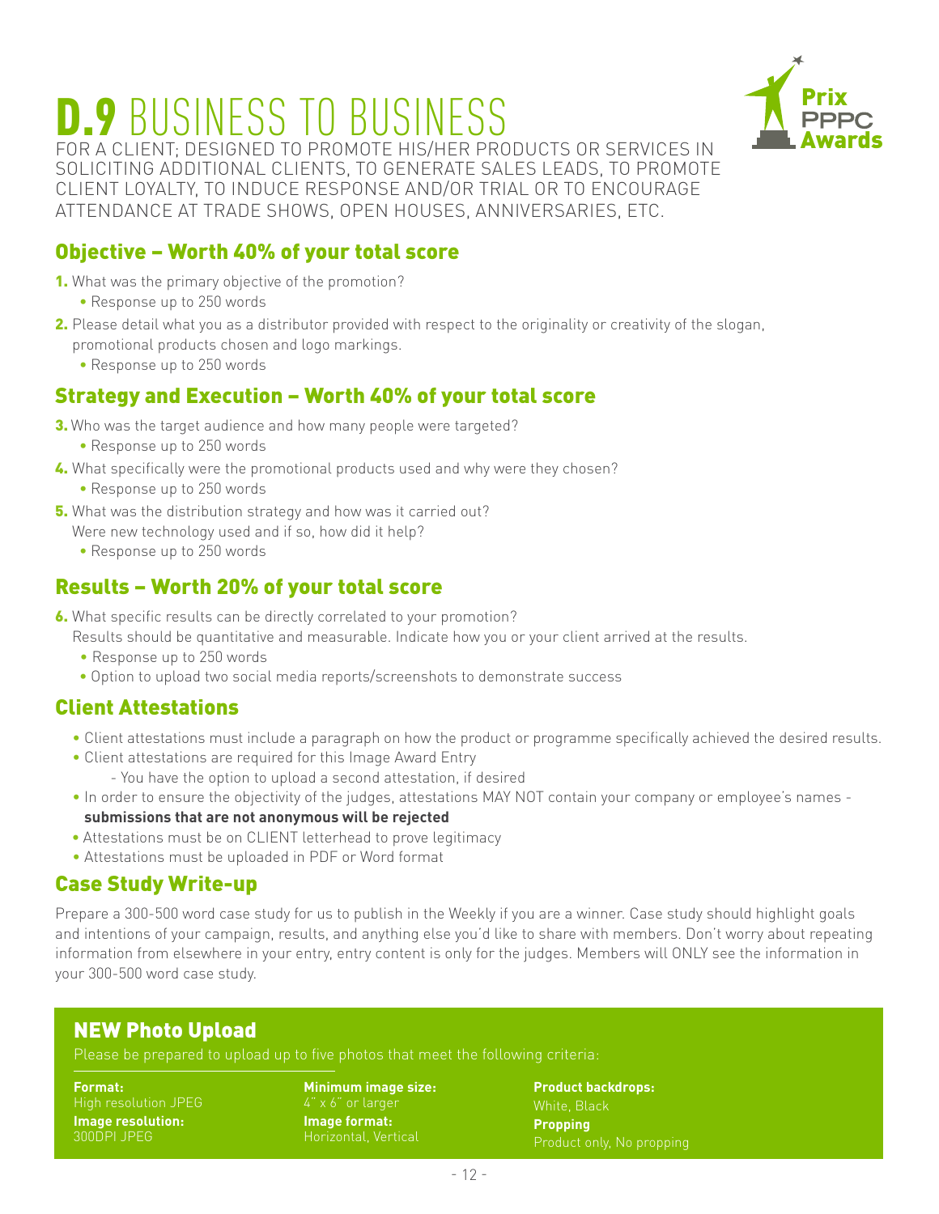# D.9 BUSINESS TO BUSINESS

FOR A CLIENT; DESIGNED TO PROMOTE HIS/HER PRODUCTS OR SERVICES IN SOLICITING ADDITIONAL CLIENTS, TO GENERATE SALES LEADS, TO PROMOTE CLIENT LOYALTY, TO INDUCE RESPONSE AND/OR TRIAL OR TO ENCOURAGE ATTENDANCE AT TRADE SHOWS, OPEN HOUSES, ANNIVERSARIES, ETC.

Prix PPPC Awards

## Objective – Worth 40% of your total score

**1.** What was the primary objective of the promotion?
- Response up to 250 words

**2.** Please detail what you as a distributor provided with respect to the originality or creativity of the slogan, promotional products chosen and logo markings.
- Response up to 250 words

## Strategy and Execution – Worth 40% of your total score

**3.** Who was the target audience and how many people were targeted?
- Response up to 250 words

**4.** What specifically were the promotional products used and why were they chosen?
- Response up to 250 words

**5.** What was the distribution strategy and how was it carried out?
Were new technology used and if so, how did it help?
- Response up to 250 words

## Results – Worth 20% of your total score

**6.** What specific results can be directly correlated to your promotion?
Results should be quantitative and measurable. Indicate how you or your client arrived at the results.
- Response up to 250 words
- Option to upload two social media reports/screenshots to demonstrate success

## Client Attestations

- Client attestations must include a paragraph on how the product or programme specifically achieved the desired results.
- Client attestations are required for this Image Award Entry
  - You have the option to upload a second attestation, if desired
- In order to ensure the objectivity of the judges, attestations MAY NOT contain your company or employee's names - **submissions that are not anonymous will be rejected**
- Attestations must be on CLIENT letterhead to prove legitimacy
- Attestations must be uploaded in PDF or Word format

## Case Study Write-up

Prepare a 300-500 word case study for us to publish in the Weekly if you are a winner. Case study should highlight goals and intentions of your campaign, results, and anything else you'd like to share with members. Don't worry about repeating information from elsewhere in your entry, entry content is only for the judges. Members will ONLY see the information in your 300-500 word case study.

## NEW Photo Upload

Please be prepared to upload up to five photos that meet the following criteria:

**Format:**
High resolution JPEG

**Image resolution:**
300DPI JPEG

**Minimum image size:**
4" x 6" or larger

**Image format:**
Horizontal, Vertical

**Product backdrops:**
White, Black

**Propping**
Product only, No propping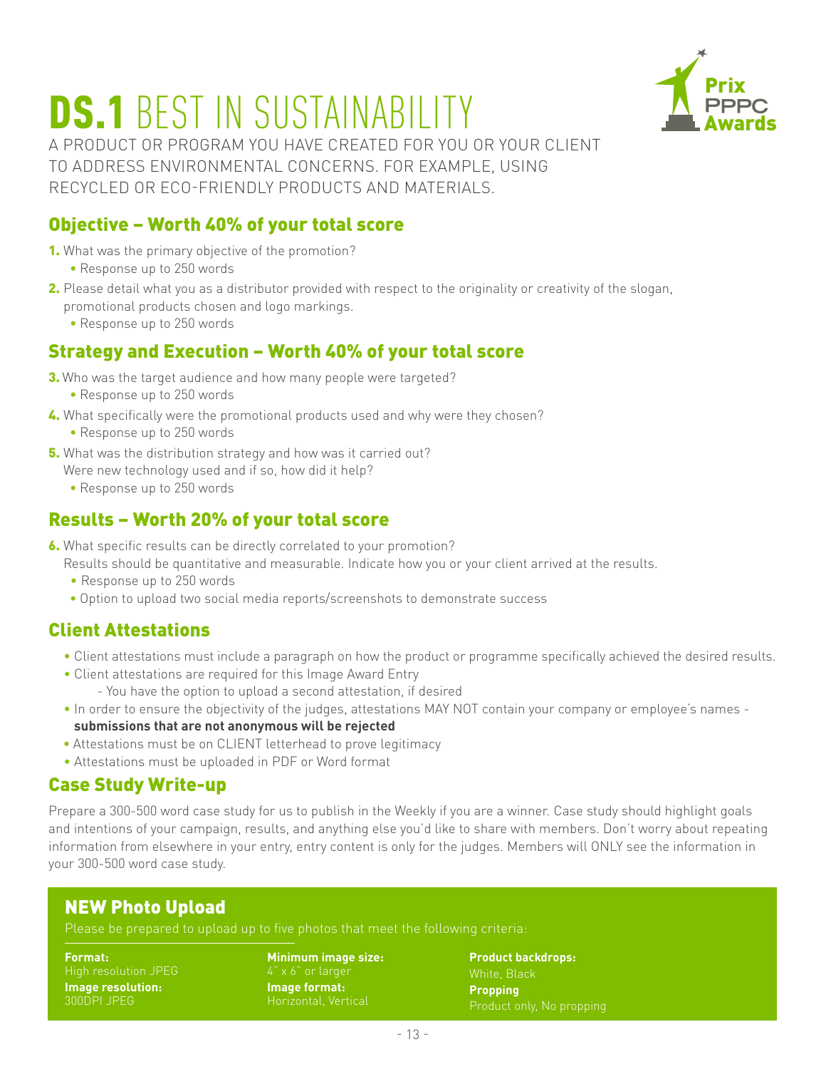# DS.1 BEST IN SUSTAINABILITY

A PRODUCT OR PROGRAM YOU HAVE CREATED FOR YOU OR YOUR CLIENT TO ADDRESS ENVIRONMENTAL CONCERNS. FOR EXAMPLE, USING RECYCLED OR ECO-FRIENDLY PRODUCTS AND MATERIALS.

Prix PPPC Awards

## Objective – Worth 40% of your total score

**1.** What was the primary objective of the promotion?
- Response up to 250 words

**2.** Please detail what you as a distributor provided with respect to the originality or creativity of the slogan, promotional products chosen and logo markings.
- Response up to 250 words

## Strategy and Execution – Worth 40% of your total score

**3.** Who was the target audience and how many people were targeted?
- Response up to 250 words

**4.** What specifically were the promotional products used and why were they chosen?
- Response up to 250 words

**5.** What was the distribution strategy and how was it carried out? Were new technology used and if so, how did it help?
- Response up to 250 words

## Results – Worth 20% of your total score

**6.** What specific results can be directly correlated to your promotion? Results should be quantitative and measurable. Indicate how you or your client arrived at the results.
- Response up to 250 words
- Option to upload two social media reports/screenshots to demonstrate success

## Client Attestations

- Client attestations must include a paragraph on how the product or programme specifically achieved the desired results.
- Client attestations are required for this Image Award Entry
  - You have the option to upload a second attestation, if desired
- In order to ensure the objectivity of the judges, attestations MAY NOT contain your company or employee's names - **submissions that are not anonymous will be rejected**
- Attestations must be on CLIENT letterhead to prove legitimacy
- Attestations must be uploaded in PDF or Word format

## Case Study Write-up

Prepare a 300-500 word case study for us to publish in the Weekly if you are a winner. Case study should highlight goals and intentions of your campaign, results, and anything else you'd like to share with members. Don't worry about repeating information from elsewhere in your entry, entry content is only for the judges. Members will ONLY see the information in your 300-500 word case study.

## NEW Photo Upload

Please be prepared to upload up to five photos that meet the following criteria:

**Format:**
High resolution JPEG

**Image resolution:**
300DPI JPEG

**Minimum image size:**
4" x 6" or larger

**Image format:**
Horizontal, Vertical

**Product backdrops:**
White, Black

**Propping**
Product only, No propping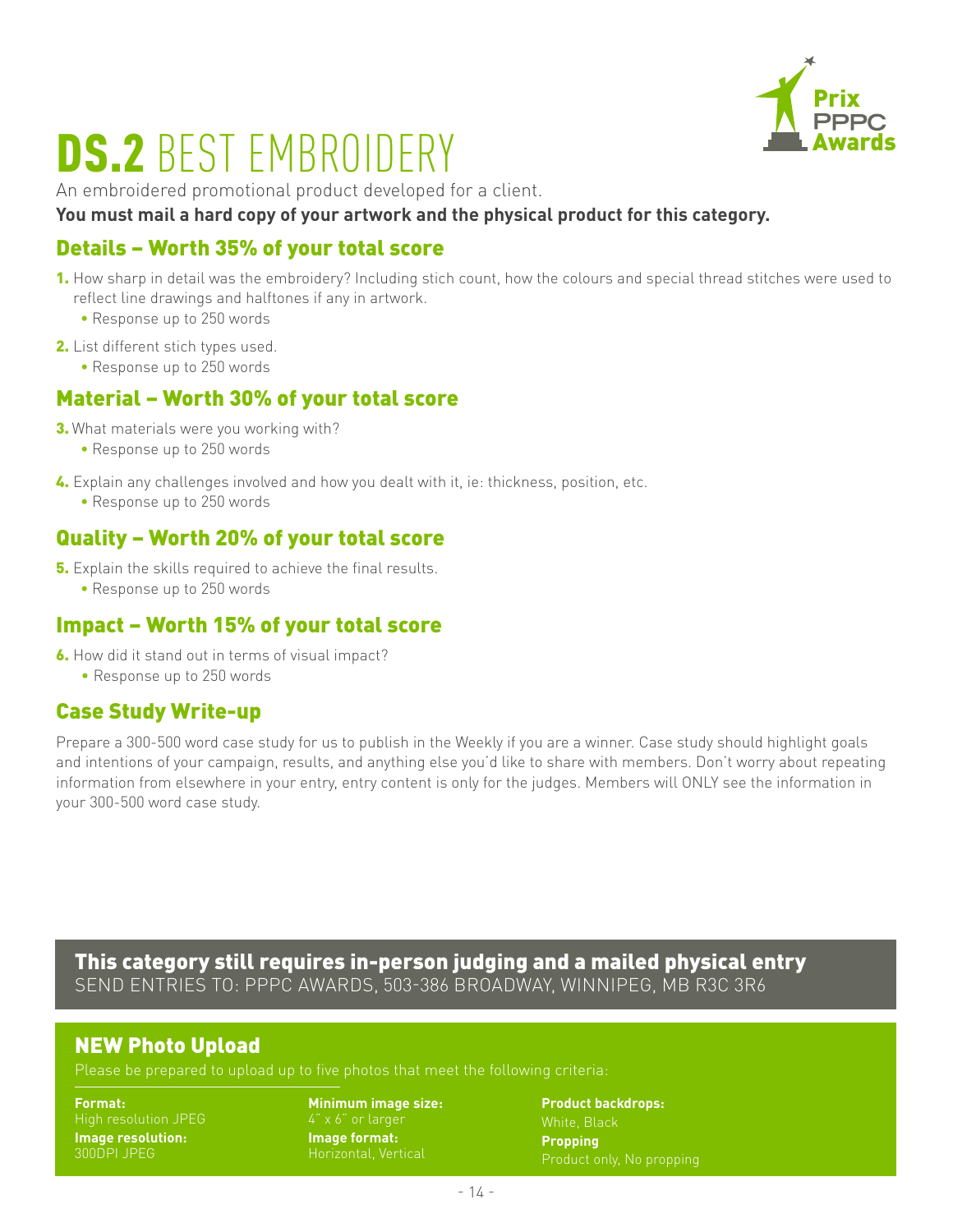# DS.2 BEST EMBROIDERY

An embroidered promotional product developed for a client.

**You must mail a hard copy of your artwork and the physical product for this category.**

## Details – Worth 35% of your total score

**1.** How sharp in detail was the embroidery? Including stich count, how the colours and special thread stitches were used to reflect line drawings and halftones if any in artwork.
- Response up to 250 words

**2.** List different stich types used.
- Response up to 250 words

## Material – Worth 30% of your total score

**3.** What materials were you working with?
- Response up to 250 words

**4.** Explain any challenges involved and how you dealt with it, ie: thickness, position, etc.
- Response up to 250 words

## Quality – Worth 20% of your total score

**5.** Explain the skills required to achieve the final results.
- Response up to 250 words

## Impact – Worth 15% of your total score

**6.** How did it stand out in terms of visual impact?
- Response up to 250 words

## Case Study Write-up

Prepare a 300-500 word case study for us to publish in the Weekly if you are a winner. Case study should highlight goals and intentions of your campaign, results, and anything else you'd like to share with members. Don't worry about repeating information from elsewhere in your entry, entry content is only for the judges. Members will ONLY see the information in your 300-500 word case study.

**This category still requires in-person judging and a mailed physical entry**

SEND ENTRIES TO: PPPC AWARDS, 503-386 BROADWAY, WINNIPEG, MB R3C 3R6

## NEW Photo Upload

Please be prepared to upload up to five photos that meet the following criteria:

**Format:**
High resolution JPEG

**Image resolution:**
300DPI JPEG

**Minimum image size:**
4" x 6" or larger

**Image format:**
Horizontal, Vertical

**Product backdrops:**
White, Black

**Propping**
Product only, No propping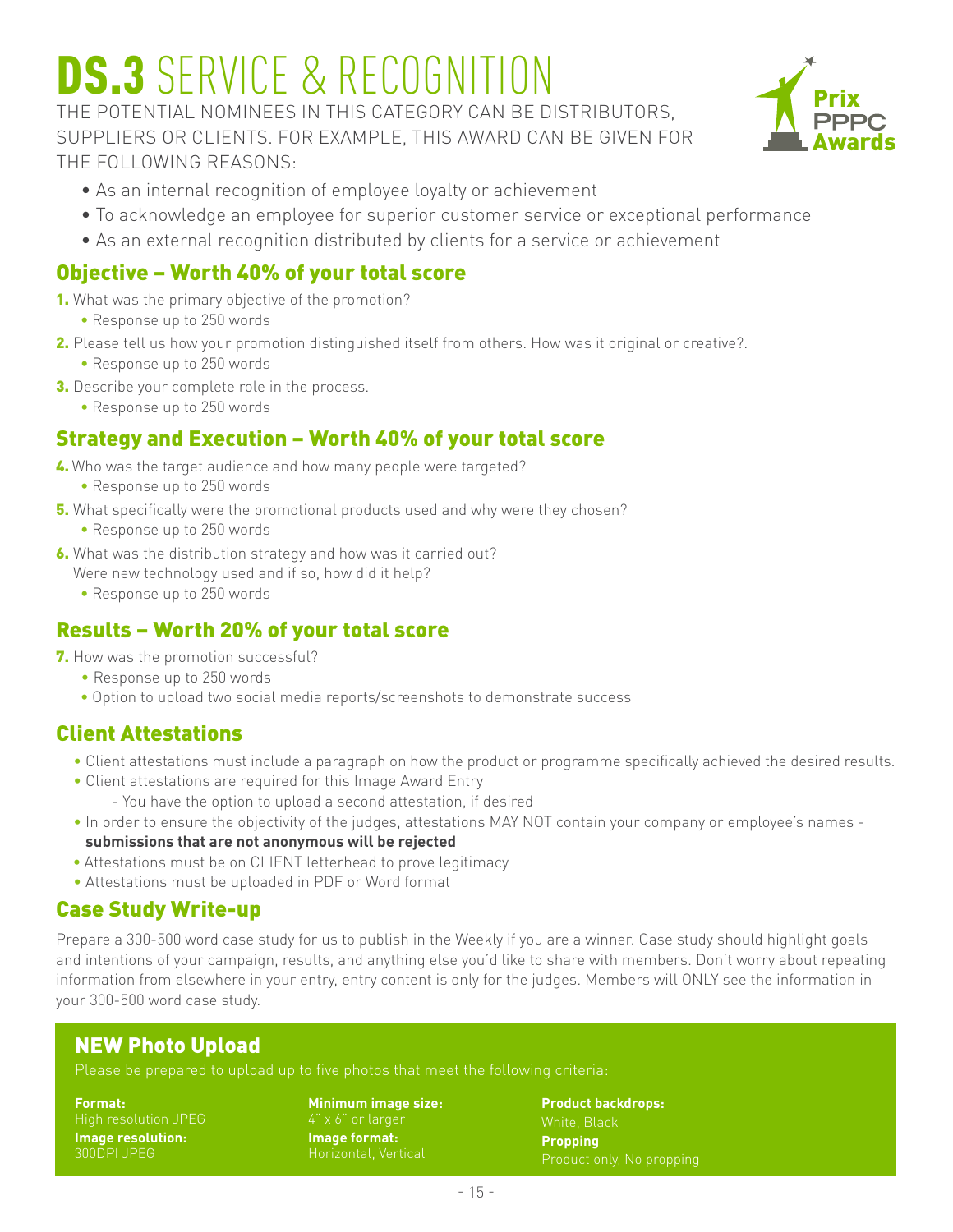# DS.3 SERVICE & RECOGNITION

THE POTENTIAL NOMINEES IN THIS CATEGORY CAN BE DISTRIBUTORS, SUPPLIERS OR CLIENTS. FOR EXAMPLE, THIS AWARD CAN BE GIVEN FOR THE FOLLOWING REASONS:

- As an internal recognition of employee loyalty or achievement
- To acknowledge an employee for superior customer service or exceptional performance
- As an external recognition distributed by clients for a service or achievement

## Objective – Worth 40% of your total score

**1.** What was the primary objective of the promotion?
- Response up to 250 words

**2.** Please tell us how your promotion distinguished itself from others. How was it original or creative?.
- Response up to 250 words

**3.** Describe your complete role in the process.
- Response up to 250 words

## Strategy and Execution – Worth 40% of your total score

**4.** Who was the target audience and how many people were targeted?
- Response up to 250 words

**5.** What specifically were the promotional products used and why were they chosen?
- Response up to 250 words

**6.** What was the distribution strategy and how was it carried out? Were new technology used and if so, how did it help?
- Response up to 250 words

## Results – Worth 20% of your total score

**7.** How was the promotion successful?
- Response up to 250 words
- Option to upload two social media reports/screenshots to demonstrate success

## Client Attestations

- Client attestations must include a paragraph on how the product or programme specifically achieved the desired results.
- Client attestations are required for this Image Award Entry
  - You have the option to upload a second attestation, if desired
- In order to ensure the objectivity of the judges, attestations MAY NOT contain your company or employee's names - **submissions that are not anonymous will be rejected**
- Attestations must be on CLIENT letterhead to prove legitimacy
- Attestations must be uploaded in PDF or Word format

## Case Study Write-up

Prepare a 300-500 word case study for us to publish in the Weekly if you are a winner. Case study should highlight goals and intentions of your campaign, results, and anything else you'd like to share with members. Don't worry about repeating information from elsewhere in your entry, entry content is only for the judges. Members will ONLY see the information in your 300-500 word case study.

## NEW Photo Upload

Please be prepared to upload up to five photos that meet the following criteria:

**Format:**
High resolution JPEG

**Image resolution:**
300DPI JPEG

**Minimum image size:**
4" x 6" or larger

**Image format:**
Horizontal, Vertical

**Product backdrops:**
White, Black

**Propping**
Product only, No propping